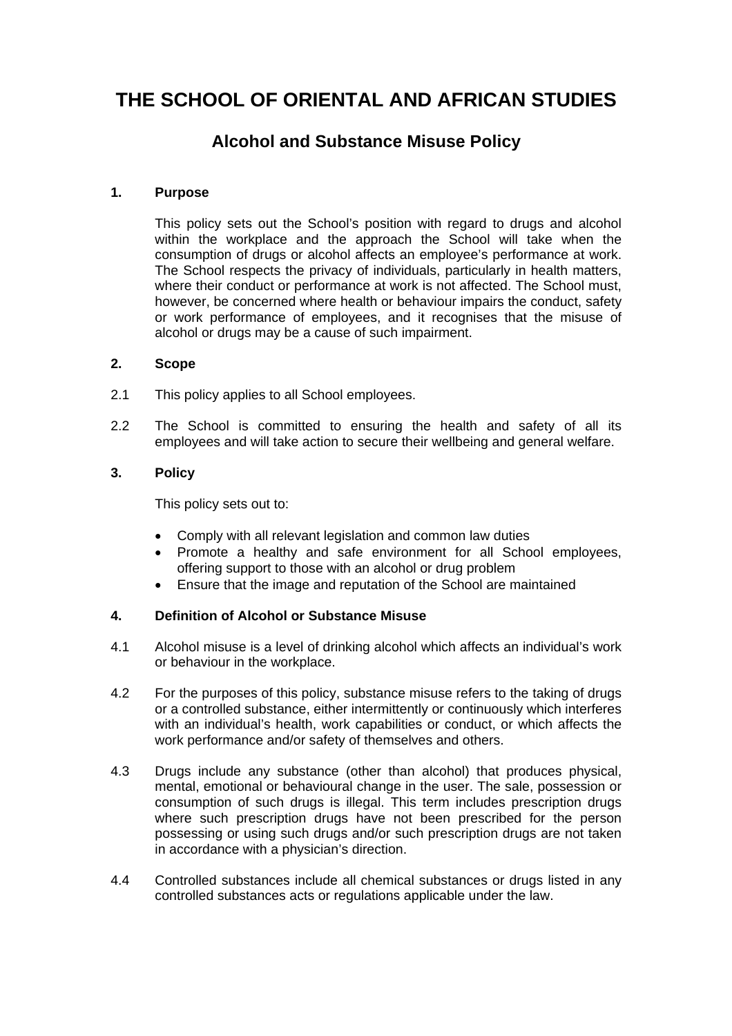# THE SCHOOL OF ORIENTAL AND AFRICAN STUDIES

## Alcohol and Substance Misuse Policy

### 1. Purpose

This policy sets out the School's position with regard to drugs and alcohol within the workplace and the approach the School will take when the consumption of drugs or alcohol affects an employee's performance at work. The School respects the privacy of individuals, particularly in health matters, where their conduct or performance at work is not affected. The School must, however, be concerned where health or behaviour impairs the conduct, safety or work performance of employees, and it recognises that the misuse of alcohol or drugs may be a cause of such impairment.

### 2. Scope

2.1 This policy applies to all School employees.

2.2 The School is committed to ensuring the health and safety of all its employees and will take action to secure their wellbeing and general welfare.

### 3. Policy

This policy sets out to:

- Comply with all relevant legislation and common law duties
- Promote a healthy and safe environment for all School employees, offering support to those with an alcohol or drug problem
- Ensure that the image and reputation of the School are maintained

### 4. Definition of Alcohol or Substance Misuse

4.1 Alcohol misuse is a level of drinking alcohol which affects an individual's work or behaviour in the workplace.

4.2 For the purposes of this policy, substance misuse refers to the taking of drugs or a controlled substance, either intermittently or continuously which interferes with an individual's health, work capabilities or conduct, or which affects the work performance and/or safety of themselves and others.

4.3 Drugs include any substance (other than alcohol) that produces physical, mental, emotional or behavioural change in the user. The sale, possession or consumption of such drugs is illegal. This term includes prescription drugs where such prescription drugs have not been prescribed for the person possessing or using such drugs and/or such prescription drugs are not taken in accordance with a physician's direction.

4.4 Controlled substances include all chemical substances or drugs listed in any controlled substances acts or regulations applicable under the law.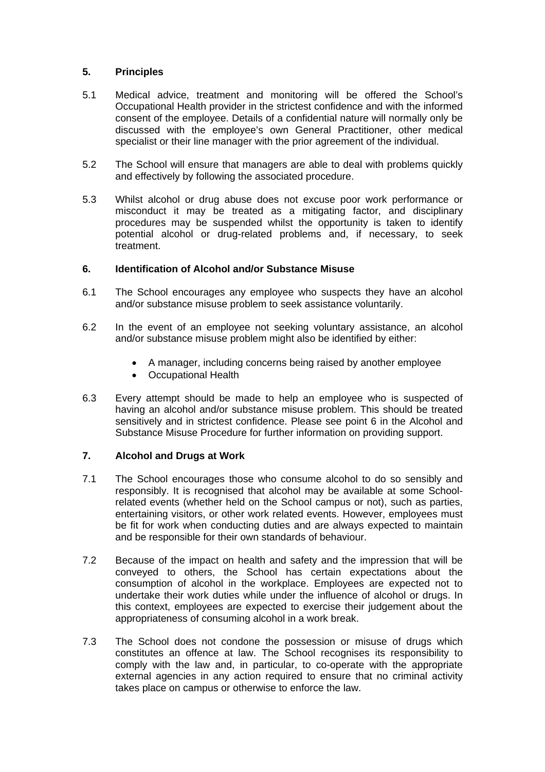## 5. Principles

5.1 Medical advice, treatment and monitoring will be offered the School's Occupational Health provider in the strictest confidence and with the informed consent of the employee. Details of a confidential nature will normally only be discussed with the employee's own General Practitioner, other medical specialist or their line manager with the prior agreement of the individual.

5.2 The School will ensure that managers are able to deal with problems quickly and effectively by following the associated procedure.

5.3 Whilst alcohol or drug abuse does not excuse poor work performance or misconduct it may be treated as a mitigating factor, and disciplinary procedures may be suspended whilst the opportunity is taken to identify potential alcohol or drug-related problems and, if necessary, to seek treatment.

## 6. Identification of Alcohol and/or Substance Misuse

6.1 The School encourages any employee who suspects they have an alcohol and/or substance misuse problem to seek assistance voluntarily.

6.2 In the event of an employee not seeking voluntary assistance, an alcohol and/or substance misuse problem might also be identified by either:

- A manager, including concerns being raised by another employee
- Occupational Health

6.3 Every attempt should be made to help an employee who is suspected of having an alcohol and/or substance misuse problem. This should be treated sensitively and in strictest confidence. Please see point 6 in the Alcohol and Substance Misuse Procedure for further information on providing support.

## 7. Alcohol and Drugs at Work

7.1 The School encourages those who consume alcohol to do so sensibly and responsibly. It is recognised that alcohol may be available at some School-related events (whether held on the School campus or not), such as parties, entertaining visitors, or other work related events. However, employees must be fit for work when conducting duties and are always expected to maintain and be responsible for their own standards of behaviour.

7.2 Because of the impact on health and safety and the impression that will be conveyed to others, the School has certain expectations about the consumption of alcohol in the workplace. Employees are expected not to undertake their work duties while under the influence of alcohol or drugs. In this context, employees are expected to exercise their judgement about the appropriateness of consuming alcohol in a work break.

7.3 The School does not condone the possession or misuse of drugs which constitutes an offence at law. The School recognises its responsibility to comply with the law and, in particular, to co-operate with the appropriate external agencies in any action required to ensure that no criminal activity takes place on campus or otherwise to enforce the law.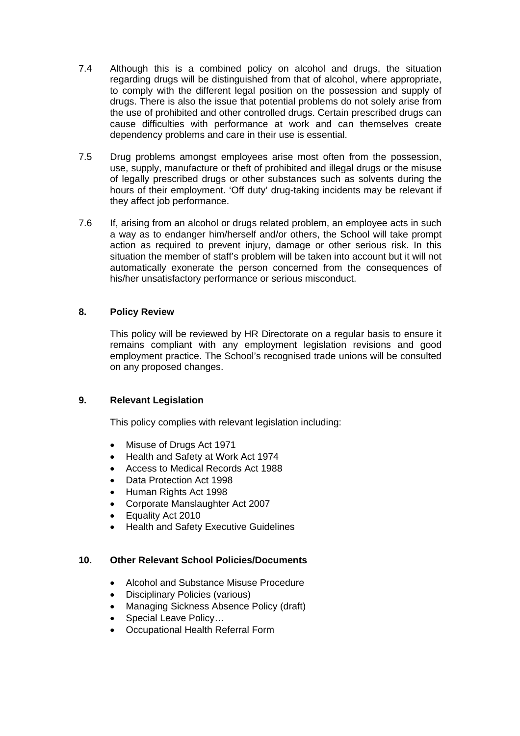7.4 Although this is a combined policy on alcohol and drugs, the situation regarding drugs will be distinguished from that of alcohol, where appropriate, to comply with the different legal position on the possession and supply of drugs. There is also the issue that potential problems do not solely arise from the use of prohibited and other controlled drugs. Certain prescribed drugs can cause difficulties with performance at work and can themselves create dependency problems and care in their use is essential.

7.5 Drug problems amongst employees arise most often from the possession, use, supply, manufacture or theft of prohibited and illegal drugs or the misuse of legally prescribed drugs or other substances such as solvents during the hours of their employment. 'Off duty' drug-taking incidents may be relevant if they affect job performance.

7.6 If, arising from an alcohol or drugs related problem, an employee acts in such a way as to endanger him/herself and/or others, the School will take prompt action as required to prevent injury, damage or other serious risk. In this situation the member of staff's problem will be taken into account but it will not automatically exonerate the person concerned from the consequences of his/her unsatisfactory performance or serious misconduct.

## 8. Policy Review

This policy will be reviewed by HR Directorate on a regular basis to ensure it remains compliant with any employment legislation revisions and good employment practice. The School's recognised trade unions will be consulted on any proposed changes.

## 9. Relevant Legislation

This policy complies with relevant legislation including:

- Misuse of Drugs Act 1971
- Health and Safety at Work Act 1974
- Access to Medical Records Act 1988
- Data Protection Act 1998
- Human Rights Act 1998
- Corporate Manslaughter Act 2007
- Equality Act 2010
- Health and Safety Executive Guidelines

## 10. Other Relevant School Policies/Documents

- Alcohol and Substance Misuse Procedure
- Disciplinary Policies (various)
- Managing Sickness Absence Policy (draft)
- Special Leave Policy…
- Occupational Health Referral Form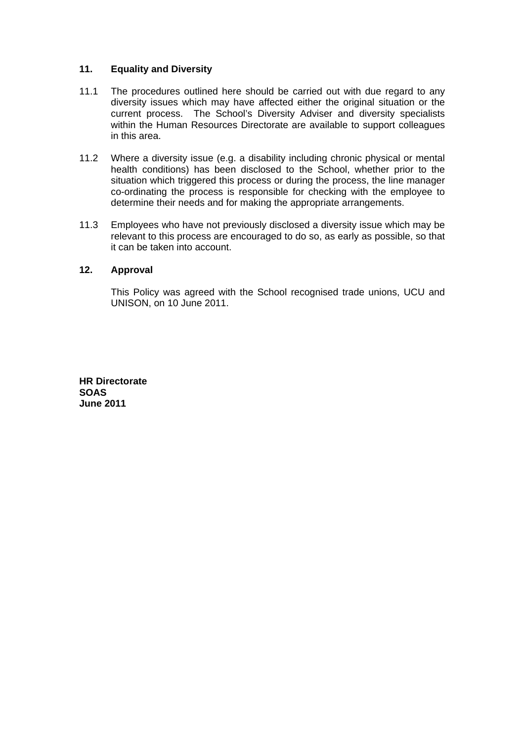## 11. Equality and Diversity

11.1 The procedures outlined here should be carried out with due regard to any diversity issues which may have affected either the original situation or the current process. The School's Diversity Adviser and diversity specialists within the Human Resources Directorate are available to support colleagues in this area.

11.2 Where a diversity issue (e.g. a disability including chronic physical or mental health conditions) has been disclosed to the School, whether prior to the situation which triggered this process or during the process, the line manager co-ordinating the process is responsible for checking with the employee to determine their needs and for making the appropriate arrangements.

11.3 Employees who have not previously disclosed a diversity issue which may be relevant to this process are encouraged to do so, as early as possible, so that it can be taken into account.

## 12. Approval

This Policy was agreed with the School recognised trade unions, UCU and UNISON, on 10 June 2011.

**HR Directorate**
**SOAS**
**June 2011**